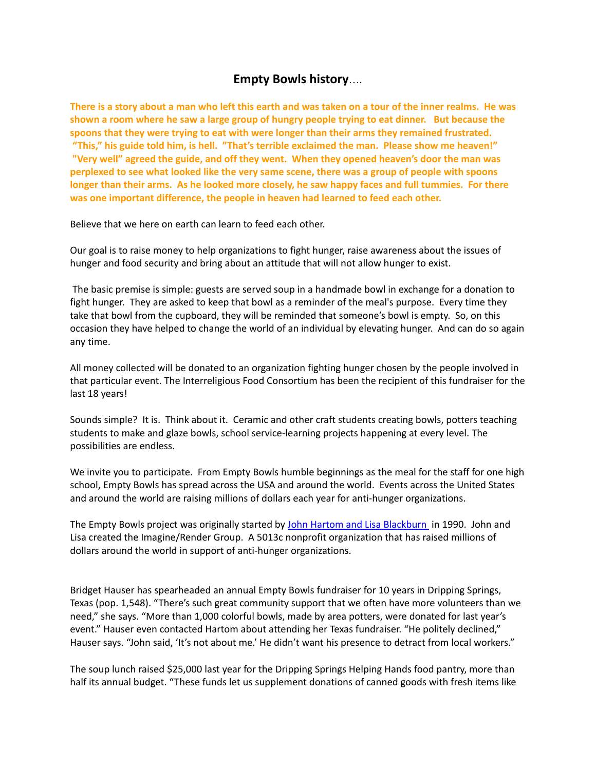## **Empty Bowls history**….

**There is a story about a man who left this earth and was taken on a tour of the inner realms. He was shown a room where he saw a large group of hungry people trying to eat dinner. But because the spoons that they were trying to eat with were longer than their arms they remained frustrated. "This," his guide told him, is hell. "That's terrible exclaimed the man. Please show me heaven!" "Very well" agreed the guide, and off they went. When they opened heaven's door the man was perplexed to see what looked like the very same scene, there was a group of people with spoons longer than their arms. As he looked more closely, he saw happy faces and full tummies. For there was one important difference, the people in heaven had learned to feed each other.**

Believe that we here on earth can learn to feed each other.

Our goal is to raise money to help organizations to fight hunger, raise awareness about the issues of hunger and food security and bring about an attitude that will not allow hunger to exist.

The basic premise is simple: guests are served soup in a handmade bowl in exchange for a donation to fight hunger. They are asked to keep that bowl as a reminder of the meal's purpose. Every time they take that bowl from the cupboard, they will be reminded that someone's bowl is empty. So, on this occasion they have helped to change the world of an individual by elevating hunger. And can do so again any time.

All money collected will be donated to an organization fighting hunger chosen by the people involved in that particular event. The Interreligious Food Consortium has been the recipient of this fundraiser for the last 18 years!

Sounds simple? It is. Think about it. Ceramic and other craft students creating bowls, potters teaching students to make and glaze bowls, school service-learning projects happening at every level. The possibilities are endless.

We invite you to participate. From Empty Bowls humble beginnings as the meal for the staff for one high school, Empty Bowls has spread across the USA and around the world. Events across the United States and around the world are raising millions of dollars each year for anti-hunger organizations.

The Empty Bowls project was originally started by John Hartom and Lisa Blackburn in 1990. John and Lisa created the Imagine/Render Group. A 5013c nonprofit organization that has raised millions of dollars around the world in support of anti-hunger organizations.

Bridget Hauser has spearheaded an annual Empty Bowls fundraiser for 10 years in Dripping Springs, Texas (pop. 1,548). "There's such great community support that we often have more volunteers than we need," she says. "More than 1,000 colorful bowls, made by area potters, were donated for last year's event." Hauser even contacted Hartom about attending her Texas fundraiser. "He politely declined," Hauser says. "John said, 'It's not about me.' He didn't want his presence to detract from local workers."

The soup lunch raised $25,000 last year for the Dripping Springs Helping Hands food pantry, more than half its annual budget. "These funds let us supplement donations of canned goods with fresh items like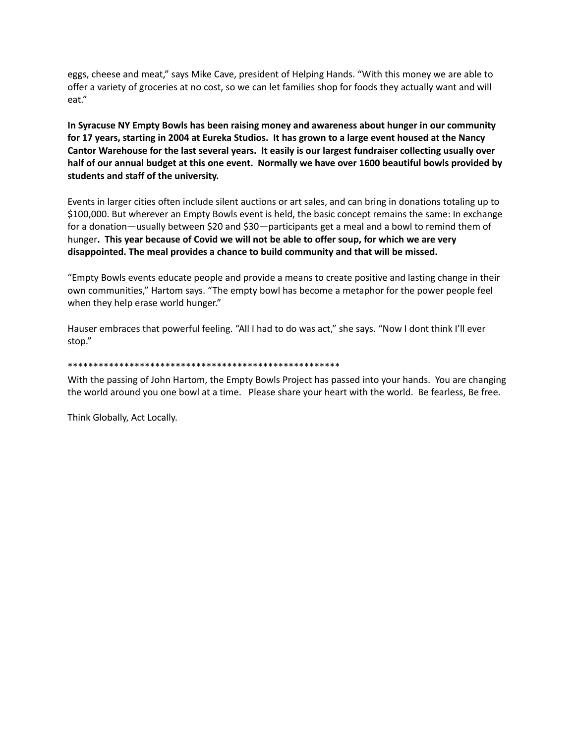eggs, cheese and meat," says Mike Cave, president of Helping Hands. "With this money we are able to offer a variety of groceries at no cost, so we can let families shop for foods they actually want and will eat."

**In Syracuse NY Empty Bowls has been raising money and awareness about hunger in our community for 17 years, starting in 2004 at Eureka Studios. It has grown to a large event housed at the Nancy Cantor Warehouse for the last several years. It easily is our largest fundraiser collecting usually over half of our annual budget at this one event. Normally we have over 1600 beautiful bowls provided by students and staff of the university.**

Events in larger cities often include silent auctions or art sales, and can bring in donations totaling up to $100,000. But wherever an Empty Bowls event is held, the basic concept remains the same: In exchange for a donation—usually between $20 and $30—participants get a meal and a bowl to remind them of hunger**. This year because of Covid we will not be able to offer soup, for which we are very disappointed. The meal provides a chance to build community and that will be missed.**

"Empty Bowls events educate people and provide a means to create positive and lasting change in their own communities," Hartom says. "The empty bowl has become a metaphor for the power people feel when they help erase world hunger."

Hauser embraces that powerful feeling. "All I had to do was act," she says. "Now I dont think I'll ever stop."

******************************************************

With the passing of John Hartom, the Empty Bowls Project has passed into your hands. You are changing the world around you one bowl at a time. Please share your heart with the world. Be fearless, Be free.

Think Globally, Act Locally.